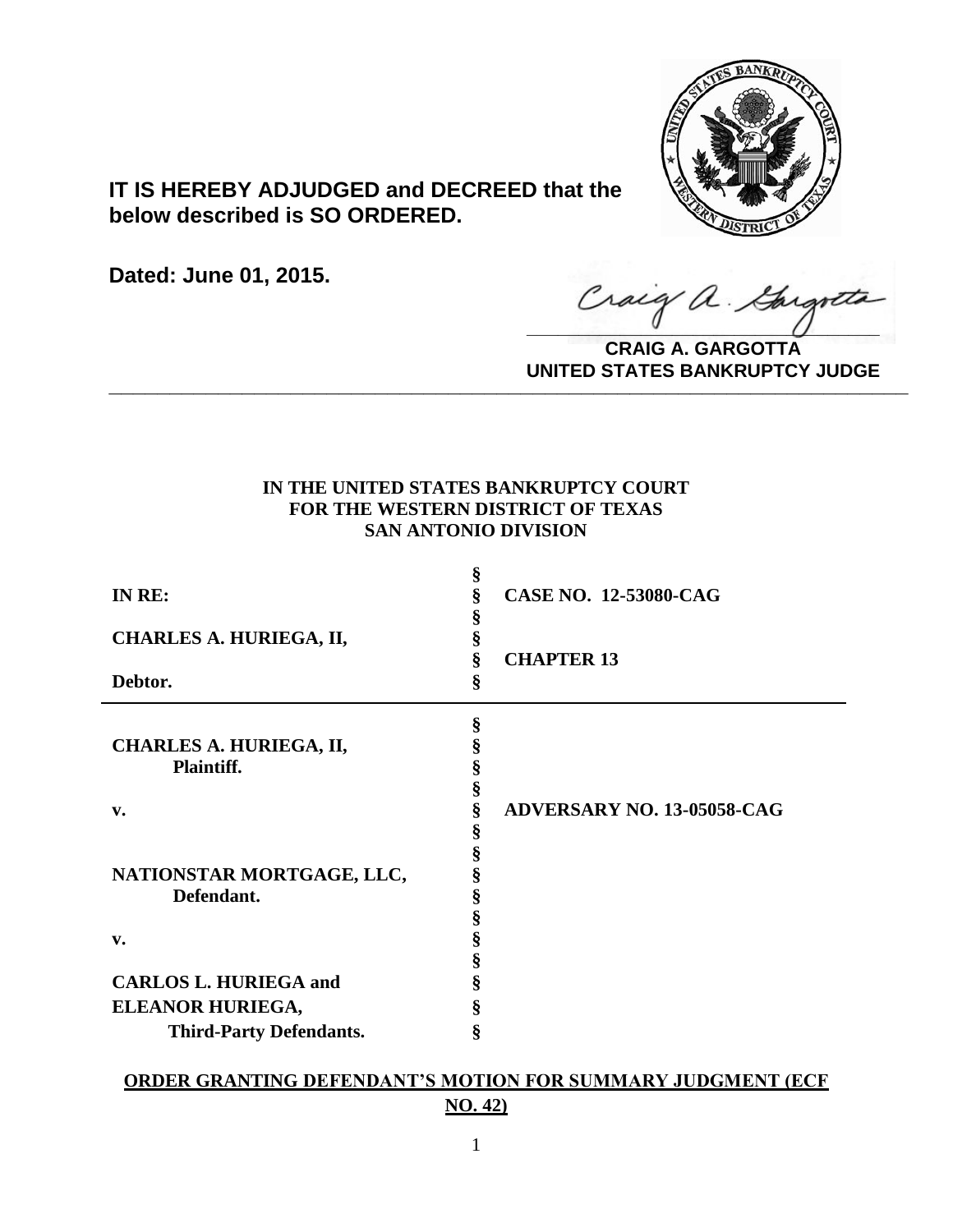**IT IS HEREBY ADJUDGED and DECREED that the below described is SO ORDERED.**

**Dated: June 01, 2015.**

Craig A. Gargotta

**CRAIG A. GARGOTTA**
**UNITED STATES BANKRUPTCY JUDGE**

---

**IN THE UNITED STATES BANKRUPTCY COURT**
**FOR THE WESTERN DISTRICT OF TEXAS**
**SAN ANTONIO DIVISION**

| | | |
|---|---|---|
| **IN RE:** | § | **CASE NO. 12-53080-CAG** |
| **CHARLES A. HURIEGA, II,** | § | **CHAPTER 13** |
| **Debtor.** | § | |

| | | |
|---|---|---|
| **CHARLES A. HURIEGA, II,** Plaintiff. | § | |
| **v.** | § | **ADVERSARY NO. 13-05058-CAG** |
| **NATIONSTAR MORTGAGE, LLC,** Defendant. | § | |
| **v.** | § | |
| **CARLOS L. HURIEGA and ELEANOR HURIEGA,** Third-Party Defendants. | § | |

**ORDER GRANTING DEFENDANT'S MOTION FOR SUMMARY JUDGMENT (ECF NO. 42)**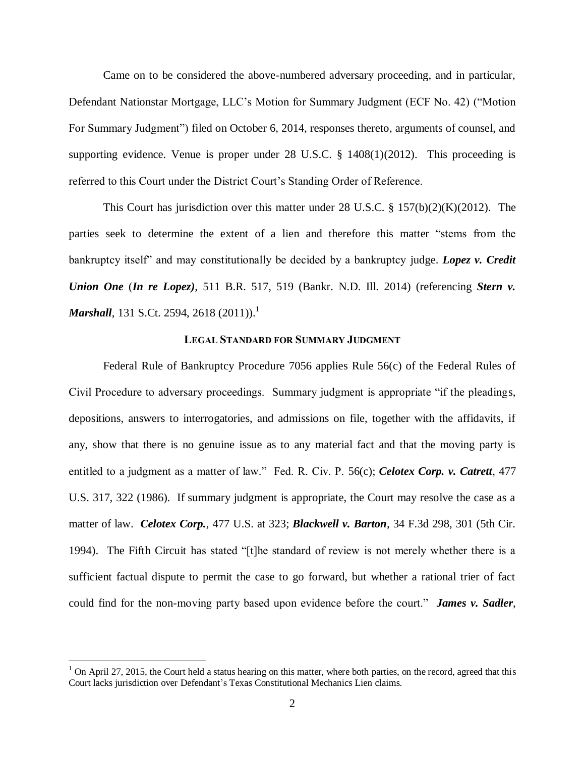Came on to be considered the above-numbered adversary proceeding, and in particular, Defendant Nationstar Mortgage, LLC's Motion for Summary Judgment (ECF No. 42) ("Motion For Summary Judgment") filed on October 6, 2014, responses thereto, arguments of counsel, and supporting evidence. Venue is proper under 28 U.S.C. § 1408(1)(2012). This proceeding is referred to this Court under the District Court's Standing Order of Reference.

This Court has jurisdiction over this matter under 28 U.S.C. § 157(b)(2)(K)(2012). The parties seek to determine the extent of a lien and therefore this matter "stems from the bankruptcy itself" and may constitutionally be decided by a bankruptcy judge. ***Lopez v. Credit Union One*** (***In re Lopez)***, 511 B.R. 517, 519 (Bankr. N.D. Ill. 2014) (referencing ***Stern v. Marshall***, 131 S.Ct. 2594, 2618 (2011)).[1]

## LEGAL STANDARD FOR SUMMARY JUDGMENT

Federal Rule of Bankruptcy Procedure 7056 applies Rule 56(c) of the Federal Rules of Civil Procedure to adversary proceedings. Summary judgment is appropriate "if the pleadings, depositions, answers to interrogatories, and admissions on file, together with the affidavits, if any, show that there is no genuine issue as to any material fact and that the moving party is entitled to a judgment as a matter of law." Fed. R. Civ. P. 56(c); ***Celotex Corp. v. Catrett***, 477 U.S. 317, 322 (1986). If summary judgment is appropriate, the Court may resolve the case as a matter of law. ***Celotex Corp.***, 477 U.S. at 323; ***Blackwell v. Barton***, 34 F.3d 298, 301 (5th Cir. 1994). The Fifth Circuit has stated "[t]he standard of review is not merely whether there is a sufficient factual dispute to permit the case to go forward, but whether a rational trier of fact could find for the non-moving party based upon evidence before the court." ***James v. Sadler***,

---

[1] On April 27, 2015, the Court held a status hearing on this matter, where both parties, on the record, agreed that this Court lacks jurisdiction over Defendant's Texas Constitutional Mechanics Lien claims.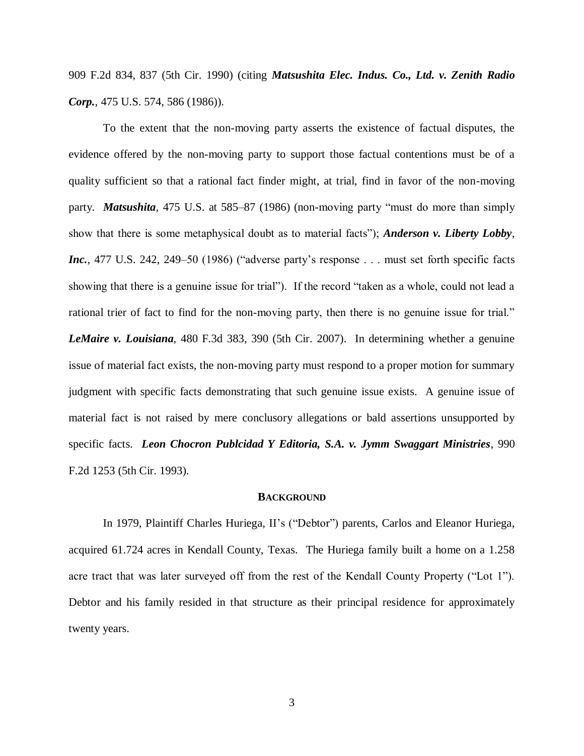909 F.2d 834, 837 (5th Cir. 1990) (citing ***Matsushita Elec. Indus. Co., Ltd. v. Zenith Radio Corp.***, 475 U.S. 574, 586 (1986)).

To the extent that the non-moving party asserts the existence of factual disputes, the evidence offered by the non-moving party to support those factual contentions must be of a quality sufficient so that a rational fact finder might, at trial, find in favor of the non-moving party. ***Matsushita***, 475 U.S. at 585–87 (1986) (non-moving party "must do more than simply show that there is some metaphysical doubt as to material facts"); ***Anderson v. Liberty Lobby, Inc.***, 477 U.S. 242, 249–50 (1986) ("adverse party's response . . . must set forth specific facts showing that there is a genuine issue for trial"). If the record "taken as a whole, could not lead a rational trier of fact to find for the non-moving party, then there is no genuine issue for trial." ***LeMaire v. Louisiana***, 480 F.3d 383, 390 (5th Cir. 2007). In determining whether a genuine issue of material fact exists, the non-moving party must respond to a proper motion for summary judgment with specific facts demonstrating that such genuine issue exists. A genuine issue of material fact is not raised by mere conclusory allegations or bald assertions unsupported by specific facts. ***Leon Chocron Publcidad Y Editoria, S.A. v. Jymm Swaggart Ministries***, 990 F.2d 1253 (5th Cir. 1993).

## BACKGROUND

In 1979, Plaintiff Charles Huriega, II's ("Debtor") parents, Carlos and Eleanor Huriega, acquired 61.724 acres in Kendall County, Texas. The Huriega family built a home on a 1.258 acre tract that was later surveyed off from the rest of the Kendall County Property ("Lot 1"). Debtor and his family resided in that structure as their principal residence for approximately twenty years.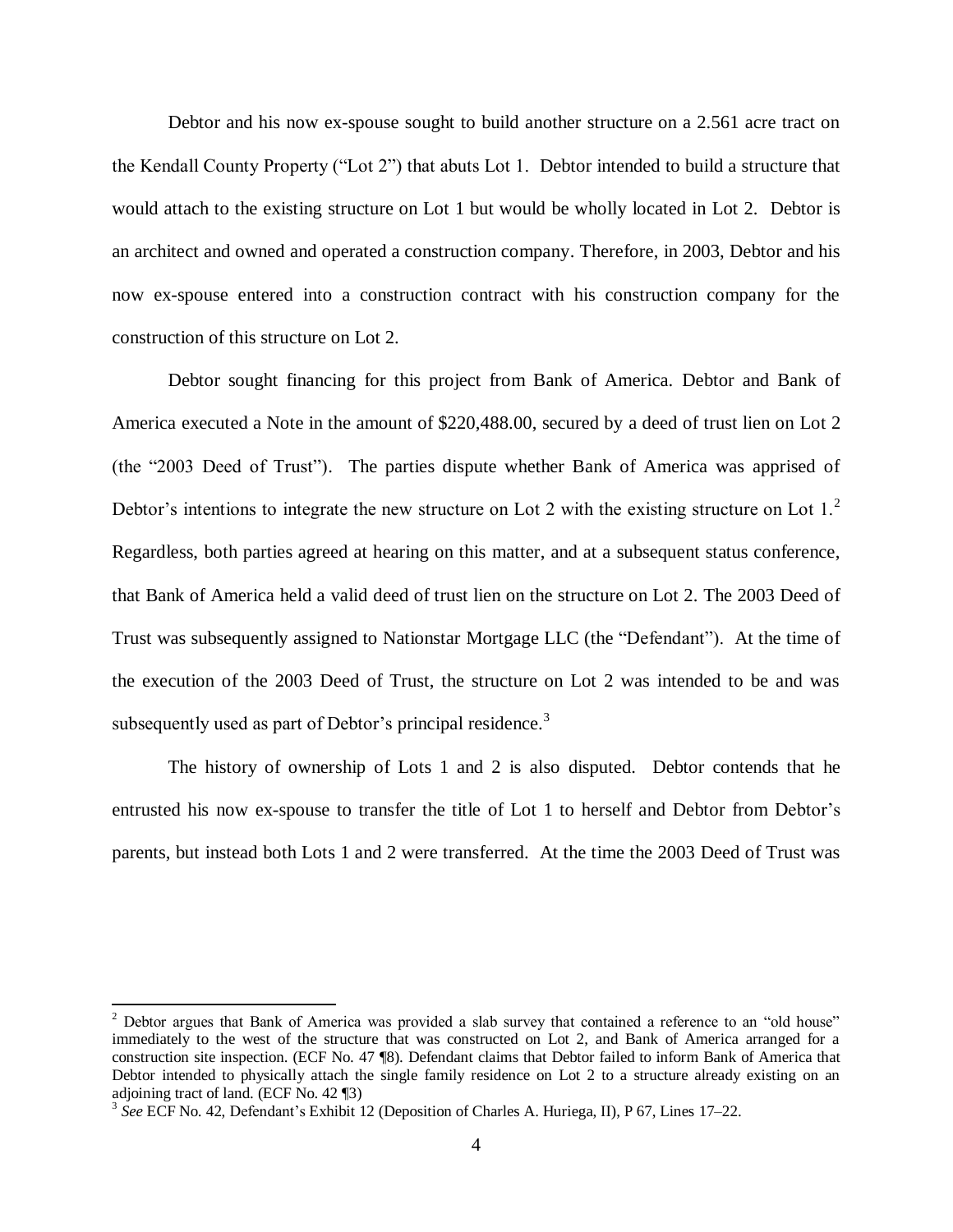Debtor and his now ex-spouse sought to build another structure on a 2.561 acre tract on the Kendall County Property ("Lot 2") that abuts Lot 1. Debtor intended to build a structure that would attach to the existing structure on Lot 1 but would be wholly located in Lot 2. Debtor is an architect and owned and operated a construction company. Therefore, in 2003, Debtor and his now ex-spouse entered into a construction contract with his construction company for the construction of this structure on Lot 2.

Debtor sought financing for this project from Bank of America. Debtor and Bank of America executed a Note in the amount of $220,488.00, secured by a deed of trust lien on Lot 2 (the "2003 Deed of Trust"). The parties dispute whether Bank of America was apprised of Debtor's intentions to integrate the new structure on Lot 2 with the existing structure on Lot 1.[2] Regardless, both parties agreed at hearing on this matter, and at a subsequent status conference, that Bank of America held a valid deed of trust lien on the structure on Lot 2. The 2003 Deed of Trust was subsequently assigned to Nationstar Mortgage LLC (the "Defendant"). At the time of the execution of the 2003 Deed of Trust, the structure on Lot 2 was intended to be and was subsequently used as part of Debtor's principal residence.[3]

The history of ownership of Lots 1 and 2 is also disputed. Debtor contends that he entrusted his now ex-spouse to transfer the title of Lot 1 to herself and Debtor from Debtor's parents, but instead both Lots 1 and 2 were transferred. At the time the 2003 Deed of Trust was

---

[2] Debtor argues that Bank of America was provided a slab survey that contained a reference to an "old house" immediately to the west of the structure that was constructed on Lot 2, and Bank of America arranged for a construction site inspection. (ECF No. 47 ¶8). Defendant claims that Debtor failed to inform Bank of America that Debtor intended to physically attach the single family residence on Lot 2 to a structure already existing on an adjoining tract of land. (ECF No. 42 ¶3)

[3] *See* ECF No. 42, Defendant's Exhibit 12 (Deposition of Charles A. Huriega, II), P 67, Lines 17–22.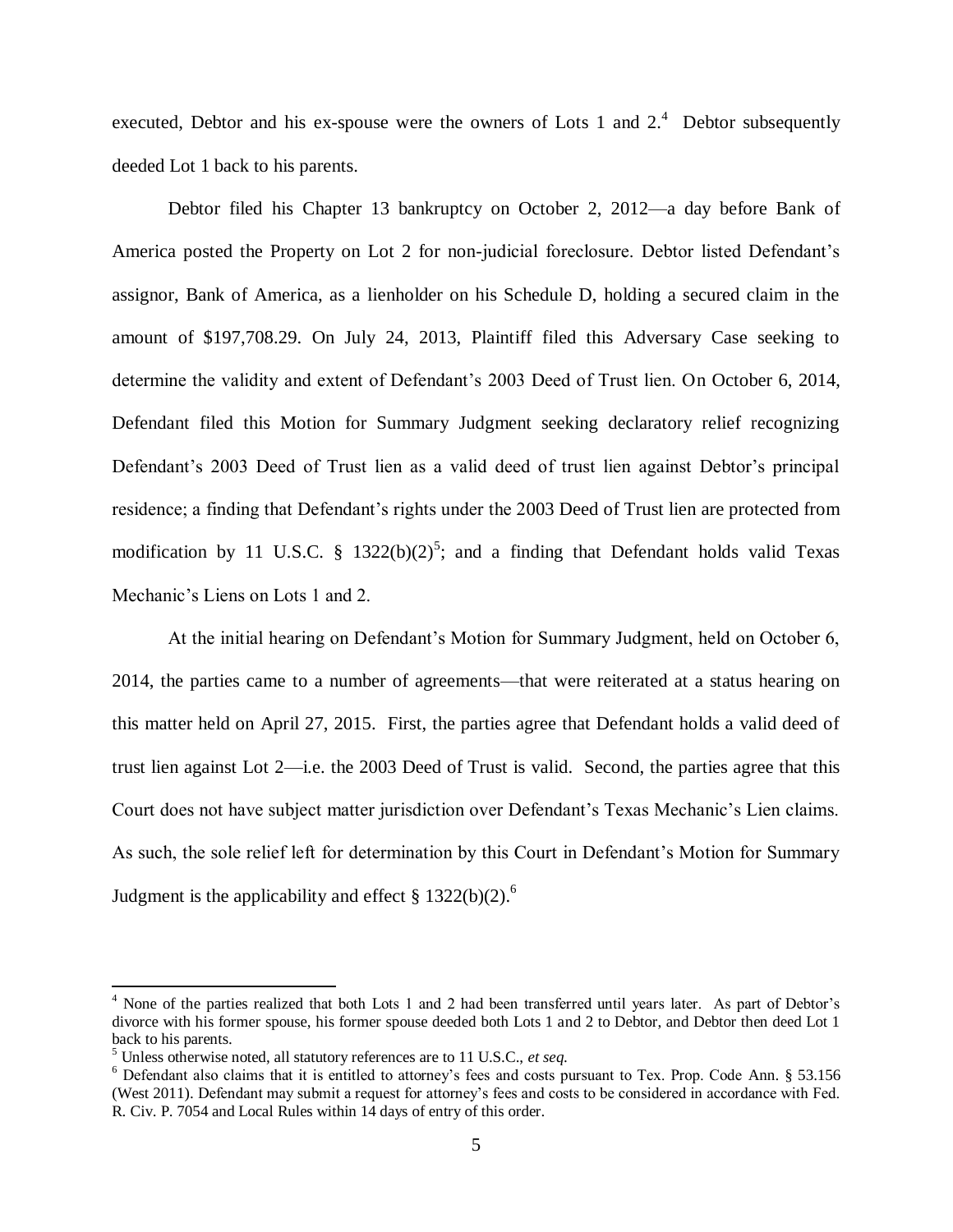executed, Debtor and his ex-spouse were the owners of Lots 1 and 2.[4] Debtor subsequently deeded Lot 1 back to his parents.

Debtor filed his Chapter 13 bankruptcy on October 2, 2012—a day before Bank of America posted the Property on Lot 2 for non-judicial foreclosure. Debtor listed Defendant's assignor, Bank of America, as a lienholder on his Schedule D, holding a secured claim in the amount of $197,708.29. On July 24, 2013, Plaintiff filed this Adversary Case seeking to determine the validity and extent of Defendant's 2003 Deed of Trust lien. On October 6, 2014, Defendant filed this Motion for Summary Judgment seeking declaratory relief recognizing Defendant's 2003 Deed of Trust lien as a valid deed of trust lien against Debtor's principal residence; a finding that Defendant's rights under the 2003 Deed of Trust lien are protected from modification by 11 U.S.C. § 1322(b)(2)[5]; and a finding that Defendant holds valid Texas Mechanic's Liens on Lots 1 and 2.

At the initial hearing on Defendant's Motion for Summary Judgment, held on October 6, 2014, the parties came to a number of agreements—that were reiterated at a status hearing on this matter held on April 27, 2015. First, the parties agree that Defendant holds a valid deed of trust lien against Lot 2—i.e. the 2003 Deed of Trust is valid. Second, the parties agree that this Court does not have subject matter jurisdiction over Defendant's Texas Mechanic's Lien claims. As such, the sole relief left for determination by this Court in Defendant's Motion for Summary Judgment is the applicability and effect § 1322(b)(2).[6]

---

[4] None of the parties realized that both Lots 1 and 2 had been transferred until years later. As part of Debtor's divorce with his former spouse, his former spouse deeded both Lots 1 and 2 to Debtor, and Debtor then deed Lot 1 back to his parents.

[5] Unless otherwise noted, all statutory references are to 11 U.S.C., *et seq.*

[6] Defendant also claims that it is entitled to attorney's fees and costs pursuant to Tex. Prop. Code Ann. § 53.156 (West 2011). Defendant may submit a request for attorney's fees and costs to be considered in accordance with Fed. R. Civ. P. 7054 and Local Rules within 14 days of entry of this order.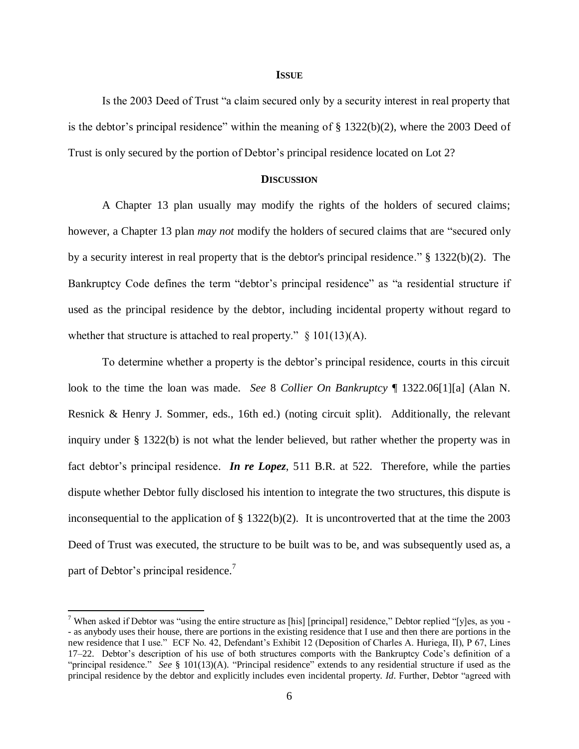**ISSUE**

Is the 2003 Deed of Trust "a claim secured only by a security interest in real property that is the debtor's principal residence" within the meaning of § 1322(b)(2), where the 2003 Deed of Trust is only secured by the portion of Debtor's principal residence located on Lot 2?

**DISCUSSION**

A Chapter 13 plan usually may modify the rights of the holders of secured claims; however, a Chapter 13 plan *may not* modify the holders of secured claims that are "secured only by a security interest in real property that is the debtor's principal residence." § 1322(b)(2). The Bankruptcy Code defines the term "debtor's principal residence" as "a residential structure if used as the principal residence by the debtor, including incidental property without regard to whether that structure is attached to real property." § 101(13)(A).

To determine whether a property is the debtor's principal residence, courts in this circuit look to the time the loan was made. *See* 8 *Collier On Bankruptcy* ¶ 1322.06[1][a] (Alan N. Resnick & Henry J. Sommer, eds., 16th ed.) (noting circuit split). Additionally, the relevant inquiry under § 1322(b) is not what the lender believed, but rather whether the property was in fact debtor's principal residence. ***In re Lopez***, 511 B.R. at 522. Therefore, while the parties dispute whether Debtor fully disclosed his intention to integrate the two structures, this dispute is inconsequential to the application of § 1322(b)(2). It is uncontroverted that at the time the 2003 Deed of Trust was executed, the structure to be built was to be, and was subsequently used as, a part of Debtor's principal residence.[7]

[7] When asked if Debtor was "using the entire structure as [his] [principal] residence," Debtor replied "[y]es, as you -- as anybody uses their house, there are portions in the existing residence that I use and then there are portions in the new residence that I use." ECF No. 42, Defendant's Exhibit 12 (Deposition of Charles A. Huriega, II), P 67, Lines 17–22. Debtor's description of his use of both structures comports with the Bankruptcy Code's definition of a "principal residence." *See* § 101(13)(A). "Principal residence" extends to any residential structure if used as the principal residence by the debtor and explicitly includes even incidental property. *Id*. Further, Debtor "agreed with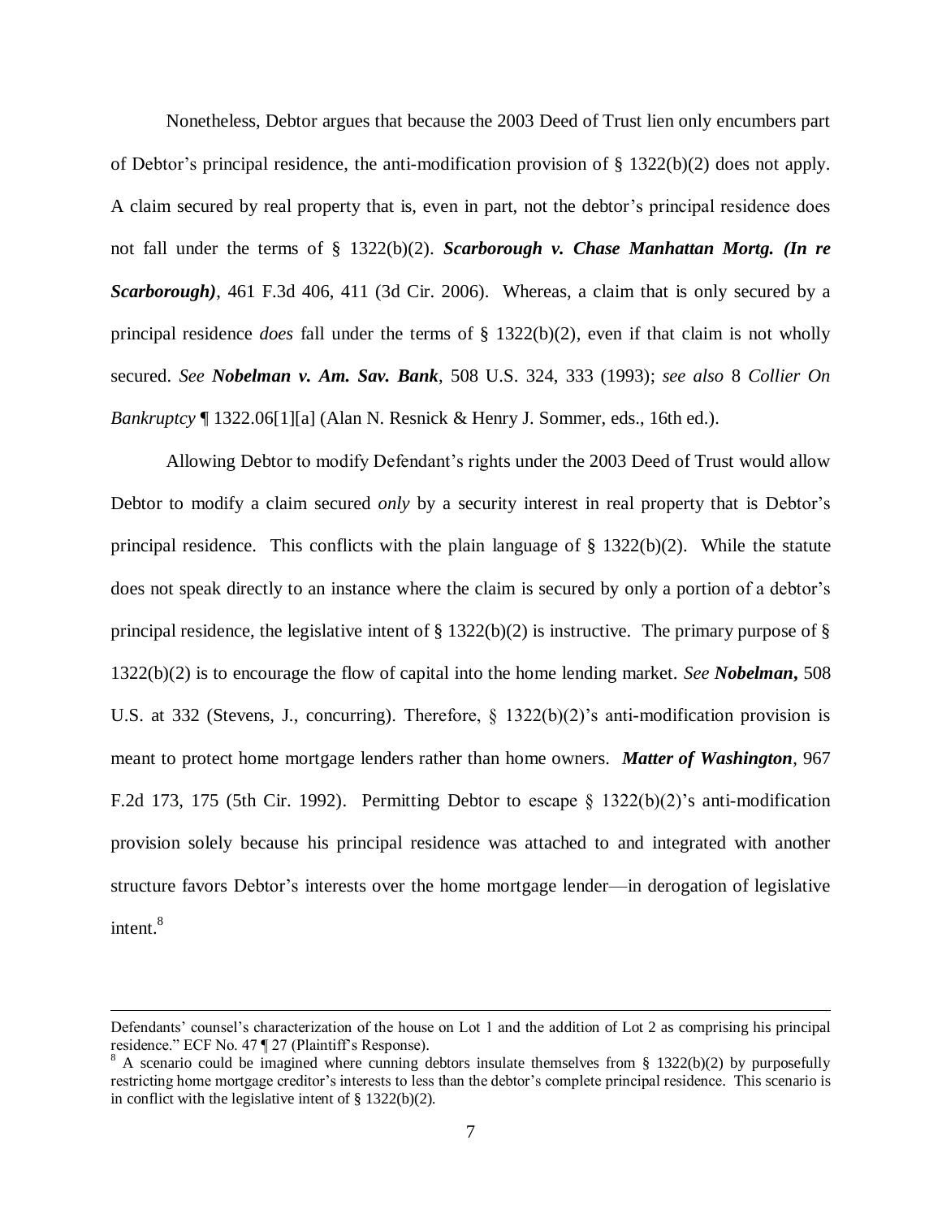Nonetheless, Debtor argues that because the 2003 Deed of Trust lien only encumbers part of Debtor's principal residence, the anti-modification provision of § 1322(b)(2) does not apply. A claim secured by real property that is, even in part, not the debtor's principal residence does not fall under the terms of § 1322(b)(2). ***Scarborough v. Chase Manhattan Mortg. (In re Scarborough)***, 461 F.3d 406, 411 (3d Cir. 2006). Whereas, a claim that is only secured by a principal residence *does* fall under the terms of § 1322(b)(2), even if that claim is not wholly secured. *See* ***Nobelman v. Am. Sav. Bank***, 508 U.S. 324, 333 (1993); *see also* 8 *Collier On Bankruptcy* ¶ 1322.06[1][a] (Alan N. Resnick & Henry J. Sommer, eds., 16th ed.).

Allowing Debtor to modify Defendant's rights under the 2003 Deed of Trust would allow Debtor to modify a claim secured *only* by a security interest in real property that is Debtor's principal residence. This conflicts with the plain language of § 1322(b)(2). While the statute does not speak directly to an instance where the claim is secured by only a portion of a debtor's principal residence, the legislative intent of § 1322(b)(2) is instructive. The primary purpose of § 1322(b)(2) is to encourage the flow of capital into the home lending market. *See* ***Nobelman***, 508 U.S. at 332 (Stevens, J., concurring). Therefore, § 1322(b)(2)'s anti-modification provision is meant to protect home mortgage lenders rather than home owners. ***Matter of Washington***, 967 F.2d 173, 175 (5th Cir. 1992). Permitting Debtor to escape § 1322(b)(2)'s anti-modification provision solely because his principal residence was attached to and integrated with another structure favors Debtor's interests over the home mortgage lender—in derogation of legislative intent.[8]

---

Defendants' counsel's characterization of the house on Lot 1 and the addition of Lot 2 as comprising his principal residence." ECF No. 47 ¶ 27 (Plaintiff's Response).

[8] A scenario could be imagined where cunning debtors insulate themselves from § 1322(b)(2) by purposefully restricting home mortgage creditor's interests to less than the debtor's complete principal residence. This scenario is in conflict with the legislative intent of § 1322(b)(2).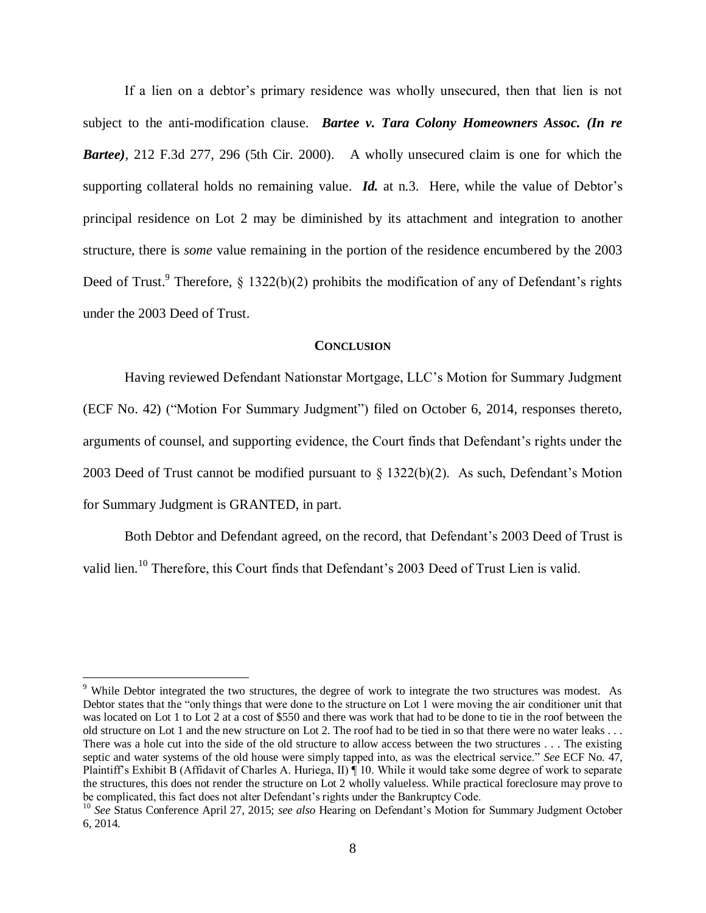If a lien on a debtor's primary residence was wholly unsecured, then that lien is not subject to the anti-modification clause. ***Bartee v. Tara Colony Homeowners Assoc. (In re Bartee)***, 212 F.3d 277, 296 (5th Cir. 2000). A wholly unsecured claim is one for which the supporting collateral holds no remaining value. ***Id.*** at n.3. Here, while the value of Debtor's principal residence on Lot 2 may be diminished by its attachment and integration to another structure, there is *some* value remaining in the portion of the residence encumbered by the 2003 Deed of Trust.[9] Therefore, § 1322(b)(2) prohibits the modification of any of Defendant's rights under the 2003 Deed of Trust.

## CONCLUSION

Having reviewed Defendant Nationstar Mortgage, LLC's Motion for Summary Judgment (ECF No. 42) ("Motion For Summary Judgment") filed on October 6, 2014, responses thereto, arguments of counsel, and supporting evidence, the Court finds that Defendant's rights under the 2003 Deed of Trust cannot be modified pursuant to § 1322(b)(2). As such, Defendant's Motion for Summary Judgment is GRANTED, in part.

Both Debtor and Defendant agreed, on the record, that Defendant's 2003 Deed of Trust is valid lien.[10] Therefore, this Court finds that Defendant's 2003 Deed of Trust Lien is valid.

---

[9] While Debtor integrated the two structures, the degree of work to integrate the two structures was modest. As Debtor states that the "only things that were done to the structure on Lot 1 were moving the air conditioner unit that was located on Lot 1 to Lot 2 at a cost of $550 and there was work that had to be done to tie in the roof between the old structure on Lot 1 and the new structure on Lot 2. The roof had to be tied in so that there were no water leaks . . . There was a hole cut into the side of the old structure to allow access between the two structures . . . The existing septic and water systems of the old house were simply tapped into, as was the electrical service." *See* ECF No. 47, Plaintiff's Exhibit B (Affidavit of Charles A. Huriega, II) ¶ 10. While it would take some degree of work to separate the structures, this does not render the structure on Lot 2 wholly valueless. While practical foreclosure may prove to be complicated, this fact does not alter Defendant's rights under the Bankruptcy Code.

[10] *See* Status Conference April 27, 2015; *see also* Hearing on Defendant's Motion for Summary Judgment October 6, 2014.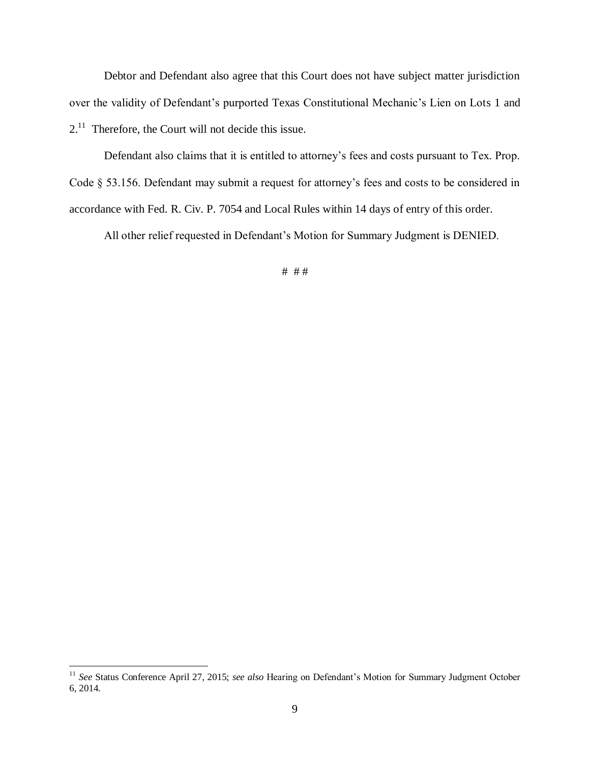Debtor and Defendant also agree that this Court does not have subject matter jurisdiction over the validity of Defendant's purported Texas Constitutional Mechanic's Lien on Lots 1 and 2.[11] Therefore, the Court will not decide this issue.

Defendant also claims that it is entitled to attorney's fees and costs pursuant to Tex. Prop. Code § 53.156. Defendant may submit a request for attorney's fees and costs to be considered in accordance with Fed. R. Civ. P. 7054 and Local Rules within 14 days of entry of this order.

All other relief requested in Defendant's Motion for Summary Judgment is DENIED.

# # #

---

[11] *See* Status Conference April 27, 2015; *see also* Hearing on Defendant's Motion for Summary Judgment October 6, 2014.